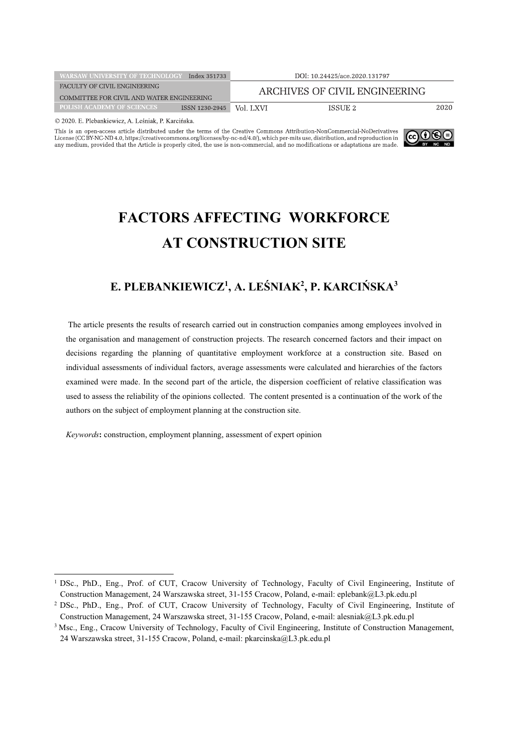© 2020. E. Plebankiewicz, A. Leśniak, P. Karcińska.

This is an open-access article distributed under the terms of the Creative Commons Attribution-NonCommercial-NoDerivatives License (CC BY-NC-ND 4.0, https://creativecommons.org/licenses/by-nc-nd/4.0/), which per-mits use, distribution, and reproduction in any medium, provided that the Article is properly cited, the use is non-commercial, and no modifications or adaptations are made.

# FACTORS AFFECTING WORKFORCE AT CONSTRUCTION SITE

## E. PLEBANKIEWICZ[1], A. LEŚNIAK[2], P. KARCIŃSKA[3]

The article presents the results of research carried out in construction companies among employees involved in the organisation and management of construction projects. The research concerned factors and their impact on decisions regarding the planning of quantitative employment workforce at a construction site. Based on individual assessments of individual factors, average assessments were calculated and hierarchies of the factors examined were made. In the second part of the article, the dispersion coefficient of relative classification was used to assess the reliability of the opinions collected. The content presented is a continuation of the work of the authors on the subject of employment planning at the construction site.

*Keywords*: construction, employment planning, assessment of expert opinion

---

[1] DSc., PhD., Eng., Prof. of CUT, Cracow University of Technology, Faculty of Civil Engineering, Institute of Construction Management, 24 Warszawska street, 31-155 Cracow, Poland, e-mail: eplebank@L3.pk.edu.pl

[2] DSc., PhD., Eng., Prof. of CUT, Cracow University of Technology, Faculty of Civil Engineering, Institute of Construction Management, 24 Warszawska street, 31-155 Cracow, Poland, e-mail: alesniak@L3.pk.edu.pl

[3] Msc., Eng., Cracow University of Technology, Faculty of Civil Engineering, Institute of Construction Management, 24 Warszawska street, 31-155 Cracow, Poland, e-mail: pkarcinska@L3.pk.edu.pl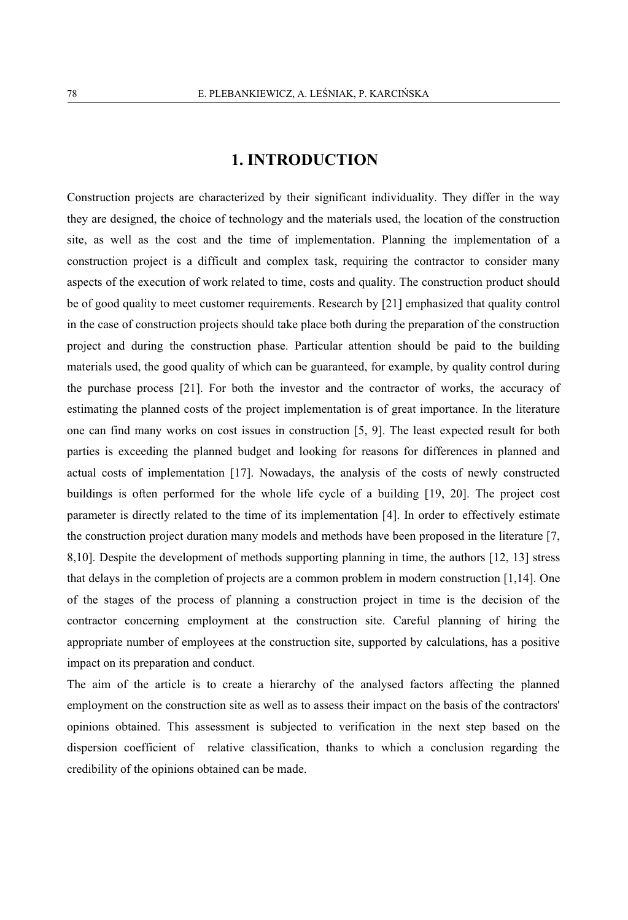# 1. INTRODUCTION

Construction projects are characterized by their significant individuality. They differ in the way they are designed, the choice of technology and the materials used, the location of the construction site, as well as the cost and the time of implementation. Planning the implementation of a construction project is a difficult and complex task, requiring the contractor to consider many aspects of the execution of work related to time, costs and quality. The construction product should be of good quality to meet customer requirements. Research by [21] emphasized that quality control in the case of construction projects should take place both during the preparation of the construction project and during the construction phase. Particular attention should be paid to the building materials used, the good quality of which can be guaranteed, for example, by quality control during the purchase process [21]. For both the investor and the contractor of works, the accuracy of estimating the planned costs of the project implementation is of great importance. In the literature one can find many works on cost issues in construction [5, 9]. The least expected result for both parties is exceeding the planned budget and looking for reasons for differences in planned and actual costs of implementation [17]. Nowadays, the analysis of the costs of newly constructed buildings is often performed for the whole life cycle of a building [19, 20]. The project cost parameter is directly related to the time of its implementation [4]. In order to effectively estimate the construction project duration many models and methods have been proposed in the literature [7, 8,10]. Despite the development of methods supporting planning in time, the authors [12, 13] stress that delays in the completion of projects are a common problem in modern construction [1,14]. One of the stages of the process of planning a construction project in time is the decision of the contractor concerning employment at the construction site. Careful planning of hiring the appropriate number of employees at the construction site, supported by calculations, has a positive impact on its preparation and conduct.

The aim of the article is to create a hierarchy of the analysed factors affecting the planned employment on the construction site as well as to assess their impact on the basis of the contractors' opinions obtained. This assessment is subjected to verification in the next step based on the dispersion coefficient of relative classification, thanks to which a conclusion regarding the credibility of the opinions obtained can be made.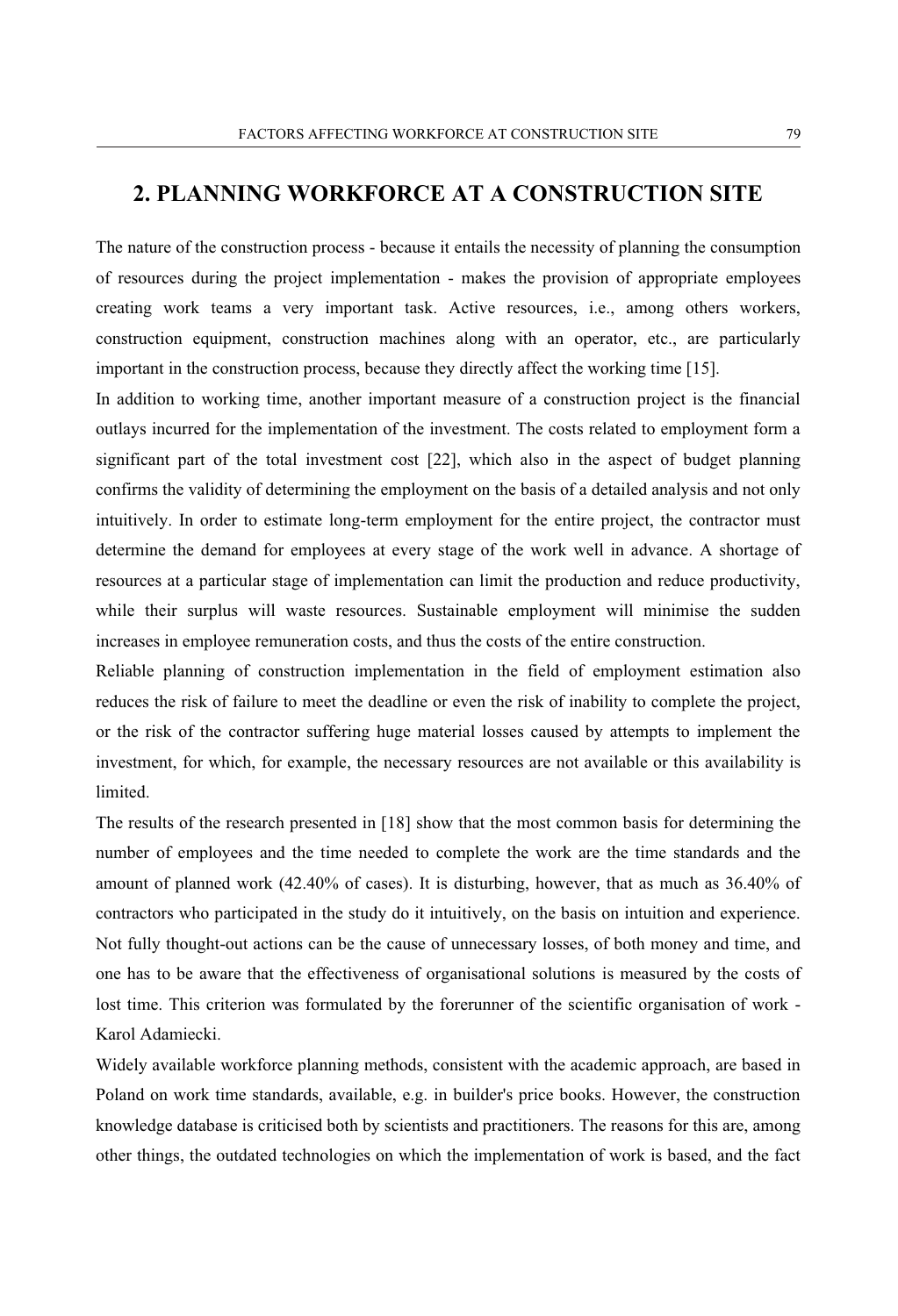## 2. PLANNING WORKFORCE AT A CONSTRUCTION SITE

The nature of the construction process - because it entails the necessity of planning the consumption of resources during the project implementation - makes the provision of appropriate employees creating work teams a very important task. Active resources, i.e., among others workers, construction equipment, construction machines along with an operator, etc., are particularly important in the construction process, because they directly affect the working time [15].

In addition to working time, another important measure of a construction project is the financial outlays incurred for the implementation of the investment. The costs related to employment form a significant part of the total investment cost [22], which also in the aspect of budget planning confirms the validity of determining the employment on the basis of a detailed analysis and not only intuitively. In order to estimate long-term employment for the entire project, the contractor must determine the demand for employees at every stage of the work well in advance. A shortage of resources at a particular stage of implementation can limit the production and reduce productivity, while their surplus will waste resources. Sustainable employment will minimise the sudden increases in employee remuneration costs, and thus the costs of the entire construction.

Reliable planning of construction implementation in the field of employment estimation also reduces the risk of failure to meet the deadline or even the risk of inability to complete the project, or the risk of the contractor suffering huge material losses caused by attempts to implement the investment, for which, for example, the necessary resources are not available or this availability is limited.

The results of the research presented in [18] show that the most common basis for determining the number of employees and the time needed to complete the work are the time standards and the amount of planned work (42.40% of cases). It is disturbing, however, that as much as 36.40% of contractors who participated in the study do it intuitively, on the basis on intuition and experience. Not fully thought-out actions can be the cause of unnecessary losses, of both money and time, and one has to be aware that the effectiveness of organisational solutions is measured by the costs of lost time. This criterion was formulated by the forerunner of the scientific organisation of work - Karol Adamiecki.

Widely available workforce planning methods, consistent with the academic approach, are based in Poland on work time standards, available, e.g. in builder's price books. However, the construction knowledge database is criticised both by scientists and practitioners. The reasons for this are, among other things, the outdated technologies on which the implementation of work is based, and the fact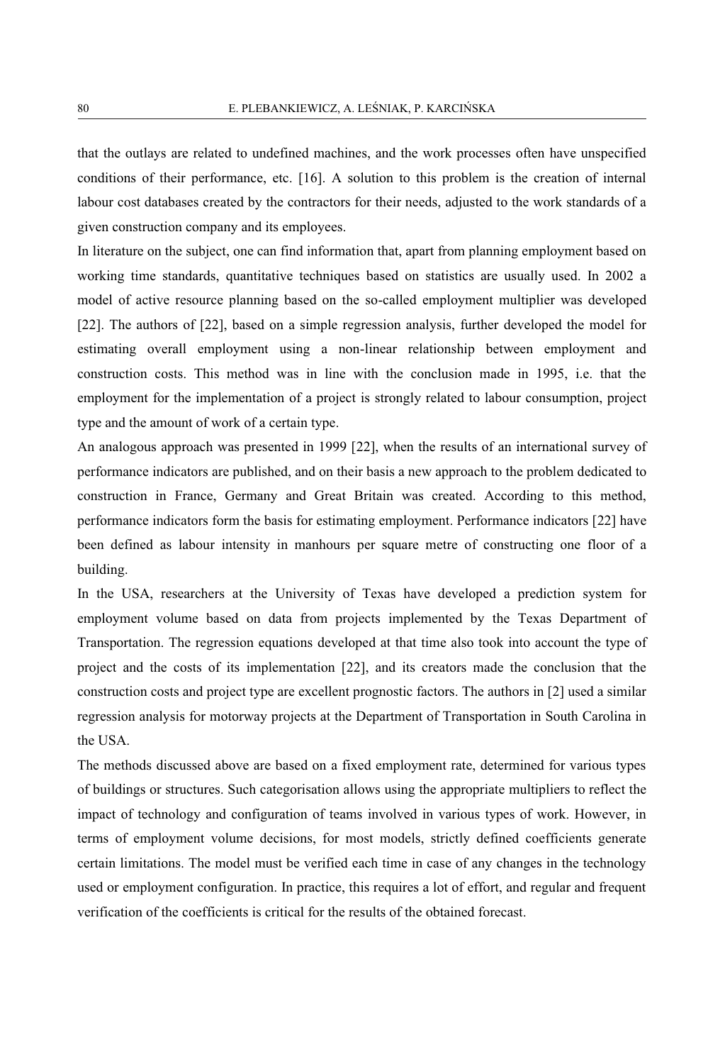that the outlays are related to undefined machines, and the work processes often have unspecified conditions of their performance, etc. [16]. A solution to this problem is the creation of internal labour cost databases created by the contractors for their needs, adjusted to the work standards of a given construction company and its employees.

In literature on the subject, one can find information that, apart from planning employment based on working time standards, quantitative techniques based on statistics are usually used. In 2002 a model of active resource planning based on the so-called employment multiplier was developed [22]. The authors of [22], based on a simple regression analysis, further developed the model for estimating overall employment using a non-linear relationship between employment and construction costs. This method was in line with the conclusion made in 1995, i.e. that the employment for the implementation of a project is strongly related to labour consumption, project type and the amount of work of a certain type.

An analogous approach was presented in 1999 [22], when the results of an international survey of performance indicators are published, and on their basis a new approach to the problem dedicated to construction in France, Germany and Great Britain was created. According to this method, performance indicators form the basis for estimating employment. Performance indicators [22] have been defined as labour intensity in manhours per square metre of constructing one floor of a building.

In the USA, researchers at the University of Texas have developed a prediction system for employment volume based on data from projects implemented by the Texas Department of Transportation. The regression equations developed at that time also took into account the type of project and the costs of its implementation [22], and its creators made the conclusion that the construction costs and project type are excellent prognostic factors. The authors in [2] used a similar regression analysis for motorway projects at the Department of Transportation in South Carolina in the USA.

The methods discussed above are based on a fixed employment rate, determined for various types of buildings or structures. Such categorisation allows using the appropriate multipliers to reflect the impact of technology and configuration of teams involved in various types of work. However, in terms of employment volume decisions, for most models, strictly defined coefficients generate certain limitations. The model must be verified each time in case of any changes in the technology used or employment configuration. In practice, this requires a lot of effort, and regular and frequent verification of the coefficients is critical for the results of the obtained forecast.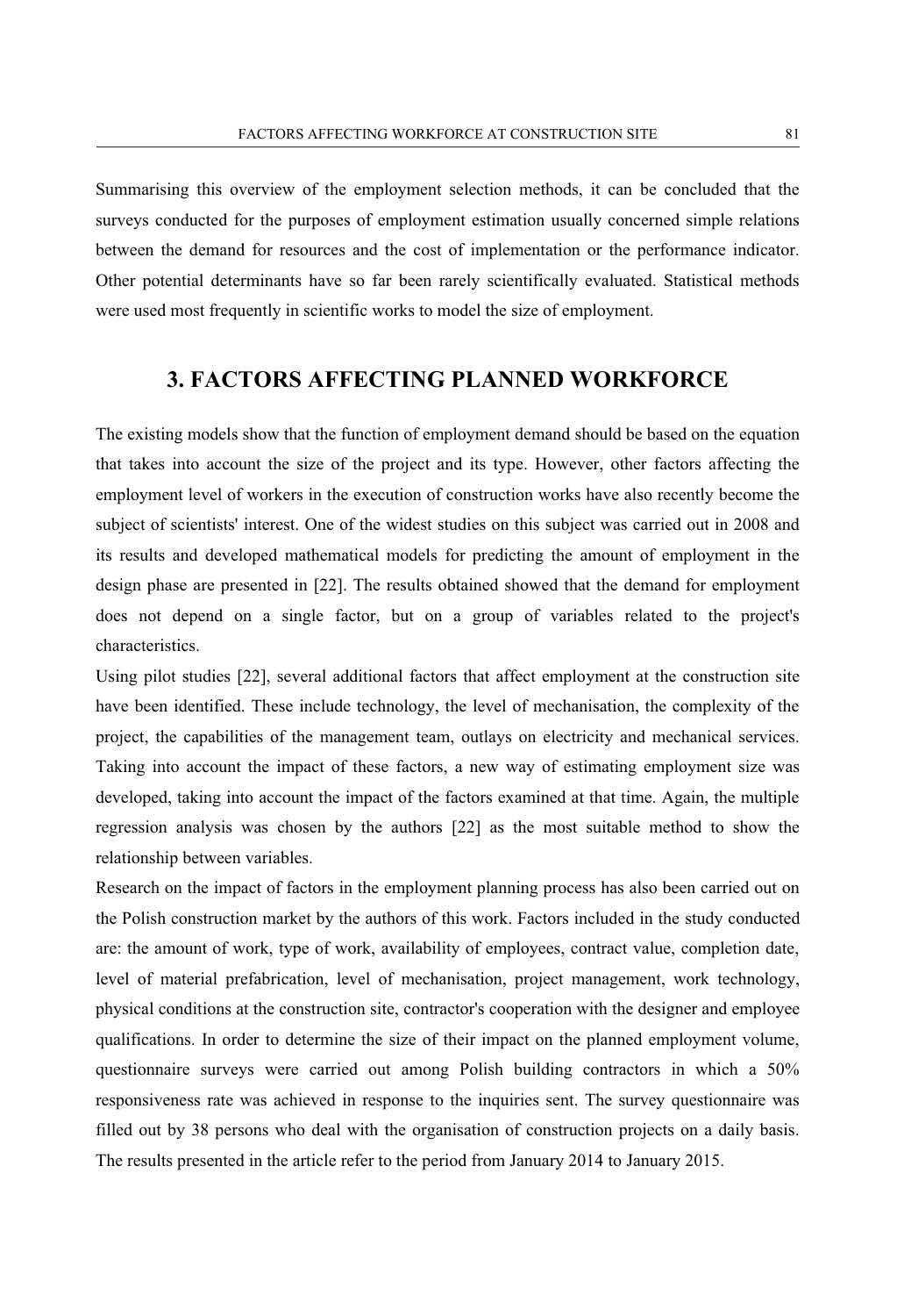Summarising this overview of the employment selection methods, it can be concluded that the surveys conducted for the purposes of employment estimation usually concerned simple relations between the demand for resources and the cost of implementation or the performance indicator. Other potential determinants have so far been rarely scientifically evaluated. Statistical methods were used most frequently in scientific works to model the size of employment.

## 3. FACTORS AFFECTING PLANNED WORKFORCE

The existing models show that the function of employment demand should be based on the equation that takes into account the size of the project and its type. However, other factors affecting the employment level of workers in the execution of construction works have also recently become the subject of scientists' interest. One of the widest studies on this subject was carried out in 2008 and its results and developed mathematical models for predicting the amount of employment in the design phase are presented in [22]. The results obtained showed that the demand for employment does not depend on a single factor, but on a group of variables related to the project's characteristics.

Using pilot studies [22], several additional factors that affect employment at the construction site have been identified. These include technology, the level of mechanisation, the complexity of the project, the capabilities of the management team, outlays on electricity and mechanical services. Taking into account the impact of these factors, a new way of estimating employment size was developed, taking into account the impact of the factors examined at that time. Again, the multiple regression analysis was chosen by the authors [22] as the most suitable method to show the relationship between variables.

Research on the impact of factors in the employment planning process has also been carried out on the Polish construction market by the authors of this work. Factors included in the study conducted are: the amount of work, type of work, availability of employees, contract value, completion date, level of material prefabrication, level of mechanisation, project management, work technology, physical conditions at the construction site, contractor's cooperation with the designer and employee qualifications. In order to determine the size of their impact on the planned employment volume, questionnaire surveys were carried out among Polish building contractors in which a 50% responsiveness rate was achieved in response to the inquiries sent. The survey questionnaire was filled out by 38 persons who deal with the organisation of construction projects on a daily basis. The results presented in the article refer to the period from January 2014 to January 2015.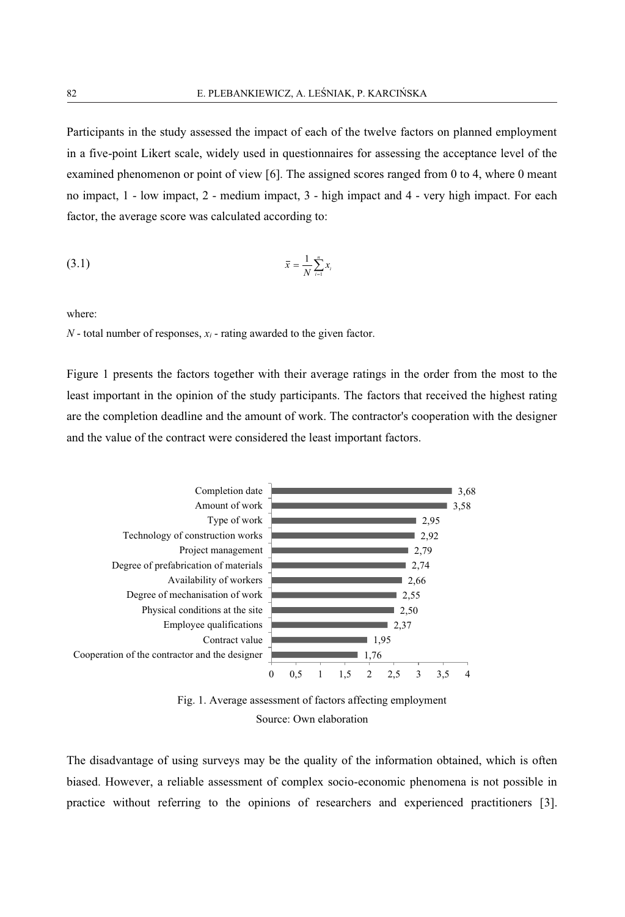Participants in the study assessed the impact of each of the twelve factors on planned employment in a five-point Likert scale, widely used in questionnaires for assessing the acceptance level of the examined phenomenon or point of view [6]. The assigned scores ranged from 0 to 4, where 0 meant no impact, 1 - low impact, 2 - medium impact, 3 - high impact and 4 - very high impact. For each factor, the average score was calculated according to:

$$\bar{x} = \frac{1}{N}\sum_{i=1}^{n} x_i \tag{3.1}$$

where:

$N$ - total number of responses, $x_i$ - rating awarded to the given factor.

Figure 1 presents the factors together with their average ratings in the order from the most to the least important in the opinion of the study participants. The factors that received the highest rating are the completion deadline and the amount of work. The contractor's cooperation with the designer and the value of the contract were considered the least important factors.

| Factor | Average rating |
| --- | --- |
| Completion date | 3,68 |
| Amount of work | 3,58 |
| Type of work | 2,95 |
| Technology of construction works | 2,92 |
| Project management | 2,79 |
| Degree of prefabrication of materials | 2,74 |
| Availability of workers | 2,66 |
| Degree of mechanisation of work | 2,55 |
| Physical conditions at the site | 2,50 |
| Employee qualifications | 2,37 |
| Contract value | 1,95 |
| Cooperation of the contractor and the designer | 1,76 |

Fig. 1. Average assessment of factors affecting employment

Source: Own elaboration

The disadvantage of using surveys may be the quality of the information obtained, which is often biased. However, a reliable assessment of complex socio-economic phenomena is not possible in practice without referring to the opinions of researchers and experienced practitioners [3].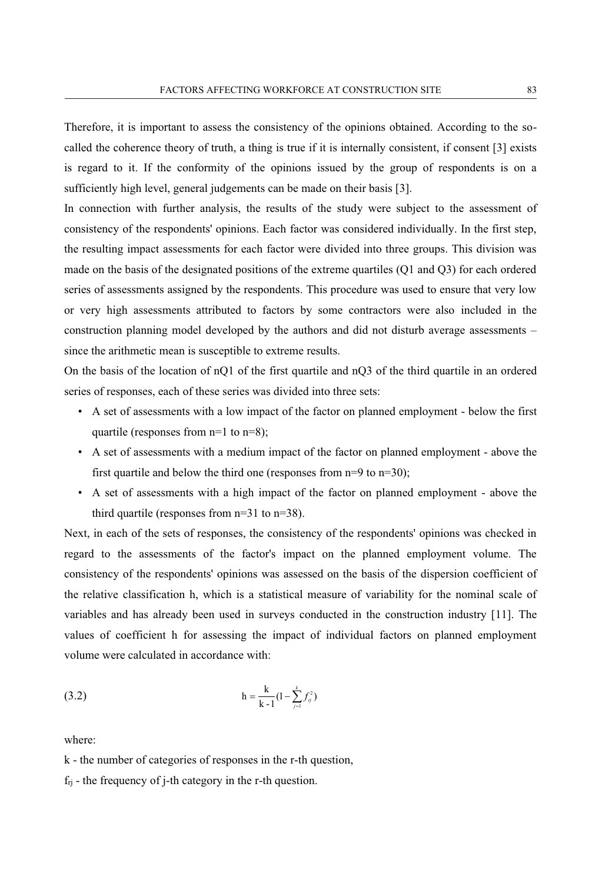Therefore, it is important to assess the consistency of the opinions obtained. According to the so-called the coherence theory of truth, a thing is true if it is internally consistent, if consent [3] exists is regard to it. If the conformity of the opinions issued by the group of respondents is on a sufficiently high level, general judgements can be made on their basis [3].

In connection with further analysis, the results of the study were subject to the assessment of consistency of the respondents' opinions. Each factor was considered individually. In the first step, the resulting impact assessments for each factor were divided into three groups. This division was made on the basis of the designated positions of the extreme quartiles (Q1 and Q3) for each ordered series of assessments assigned by the respondents. This procedure was used to ensure that very low or very high assessments attributed to factors by some contractors were also included in the construction planning model developed by the authors and did not disturb average assessments – since the arithmetic mean is susceptible to extreme results.

On the basis of the location of nQ1 of the first quartile and nQ3 of the third quartile in an ordered series of responses, each of these series was divided into three sets:

- A set of assessments with a low impact of the factor on planned employment - below the first quartile (responses from n=1 to n=8);
- A set of assessments with a medium impact of the factor on planned employment - above the first quartile and below the third one (responses from n=9 to n=30);
- A set of assessments with a high impact of the factor on planned employment - above the third quartile (responses from n=31 to n=38).

Next, in each of the sets of responses, the consistency of the respondents' opinions was checked in regard to the assessments of the factor's impact on the planned employment volume. The consistency of the respondents' opinions was assessed on the basis of the dispersion coefficient of the relative classification h, which is a statistical measure of variability for the nominal scale of variables and has already been used in surveys conducted in the construction industry [11]. The values of coefficient h for assessing the impact of individual factors on planned employment volume were calculated in accordance with:

$$\mathrm{h} = \frac{\mathrm{k}}{\mathrm{k-1}}\left(1 - \sum_{j=1}^{k} f_{rj}^{2}\right) \tag{3.2}$$

where:

k - the number of categories of responses in the r-th question,

$f_{rj}$ - the frequency of j-th category in the r-th question.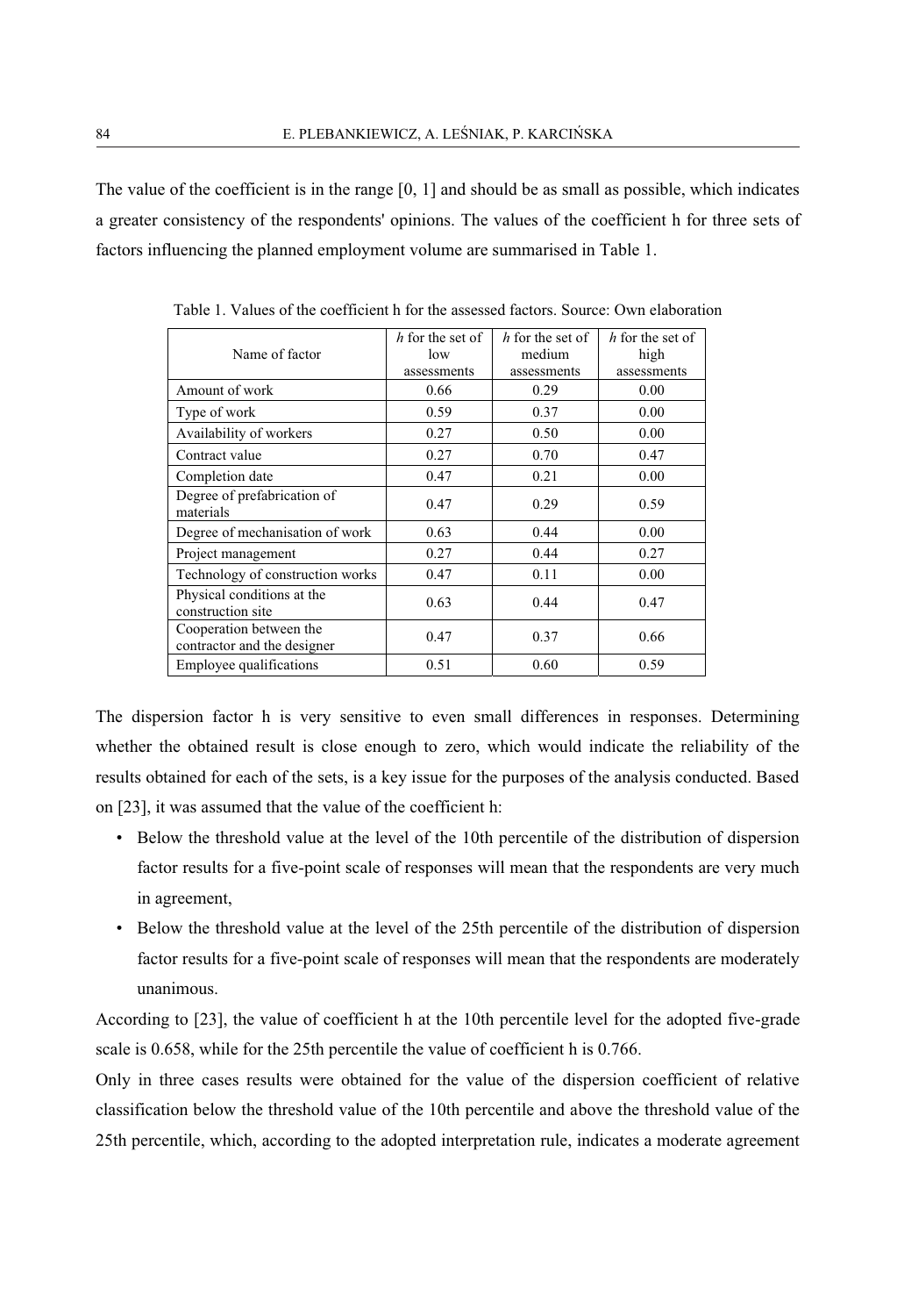The value of the coefficient is in the range [0, 1] and should be as small as possible, which indicates a greater consistency of the respondents' opinions. The values of the coefficient h for three sets of factors influencing the planned employment volume are summarised in Table 1.

Table 1. Values of the coefficient h for the assessed factors. Source: Own elaboration

| Name of factor | *h* for the set of low assessments | *h* for the set of medium assessments | *h* for the set of high assessments |
|---|---|---|---|
| Amount of work | 0.66 | 0.29 | 0.00 |
| Type of work | 0.59 | 0.37 | 0.00 |
| Availability of workers | 0.27 | 0.50 | 0.00 |
| Contract value | 0.27 | 0.70 | 0.47 |
| Completion date | 0.47 | 0.21 | 0.00 |
| Degree of prefabrication of materials | 0.47 | 0.29 | 0.59 |
| Degree of mechanisation of work | 0.63 | 0.44 | 0.00 |
| Project management | 0.27 | 0.44 | 0.27 |
| Technology of construction works | 0.47 | 0.11 | 0.00 |
| Physical conditions at the construction site | 0.63 | 0.44 | 0.47 |
| Cooperation between the contractor and the designer | 0.47 | 0.37 | 0.66 |
| Employee qualifications | 0.51 | 0.60 | 0.59 |

The dispersion factor h is very sensitive to even small differences in responses. Determining whether the obtained result is close enough to zero, which would indicate the reliability of the results obtained for each of the sets, is a key issue for the purposes of the analysis conducted. Based on [23], it was assumed that the value of the coefficient h:

- Below the threshold value at the level of the 10th percentile of the distribution of dispersion factor results for a five-point scale of responses will mean that the respondents are very much in agreement,
- Below the threshold value at the level of the 25th percentile of the distribution of dispersion factor results for a five-point scale of responses will mean that the respondents are moderately unanimous.

According to [23], the value of coefficient h at the 10th percentile level for the adopted five-grade scale is 0.658, while for the 25th percentile the value of coefficient h is 0.766.

Only in three cases results were obtained for the value of the dispersion coefficient of relative classification below the threshold value of the 10th percentile and above the threshold value of the 25th percentile, which, according to the adopted interpretation rule, indicates a moderate agreement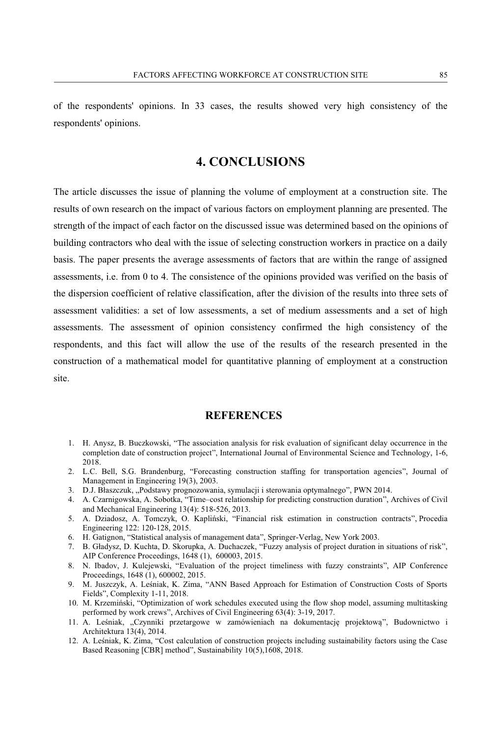of the respondents' opinions. In 33 cases, the results showed very high consistency of the respondents' opinions.

## 4. CONCLUSIONS

The article discusses the issue of planning the volume of employment at a construction site. The results of own research on the impact of various factors on employment planning are presented. The strength of the impact of each factor on the discussed issue was determined based on the opinions of building contractors who deal with the issue of selecting construction workers in practice on a daily basis. The paper presents the average assessments of factors that are within the range of assigned assessments, i.e. from 0 to 4. The consistence of the opinions provided was verified on the basis of the dispersion coefficient of relative classification, after the division of the results into three sets of assessment validities: a set of low assessments, a set of medium assessments and a set of high assessments. The assessment of opinion consistency confirmed the high consistency of the respondents, and this fact will allow the use of the results of the research presented in the construction of a mathematical model for quantitative planning of employment at a construction site.

## REFERENCES

1. H. Anysz, B. Buczkowski, "The association analysis for risk evaluation of significant delay occurrence in the completion date of construction project", International Journal of Environmental Science and Technology, 1-6, 2018.
2. L.C. Bell, S.G. Brandenburg, "Forecasting construction staffing for transportation agencies", Journal of Management in Engineering 19(3), 2003.
3. D.J. Błaszczuk, „Podstawy prognozowania, symulacji i sterowania optymalnego", PWN 2014.
4. A. Czarnigowska, A. Sobotka, "Time–cost relationship for predicting construction duration", Archives of Civil and Mechanical Engineering 13(4): 518-526, 2013.
5. A. Dziadosz, A. Tomczyk, O. Kapliński, "Financial risk estimation in construction contracts", Procedia Engineering 122: 120-128, 2015.
6. H. Gatignon, "Statistical analysis of management data", Springer-Verlag, New York 2003.
7. B. Gładysz, D. Kuchta, D. Skorupka, A. Duchaczek, "Fuzzy analysis of project duration in situations of risk", AIP Conference Proceedings, 1648 (1), 600003, 2015.
8. N. Ibadov, J. Kulejewski, "Evaluation of the project timeliness with fuzzy constraints", AIP Conference Proceedings, 1648 (1), 600002, 2015.
9. M. Juszczyk, A. Leśniak, K. Zima, "ANN Based Approach for Estimation of Construction Costs of Sports Fields", Complexity 1-11, 2018.
10. M. Krzemiński, "Optimization of work schedules executed using the flow shop model, assuming multitasking performed by work crews", Archives of Civil Engineering 63(4): 3-19, 2017.
11. A. Leśniak, „Czynniki przetargowe w zamówieniach na dokumentację projektową", Budownictwo i Architektura 13(4), 2014.
12. A. Leśniak, K. Zima, "Cost calculation of construction projects including sustainability factors using the Case Based Reasoning [CBR] method", Sustainability 10(5),1608, 2018.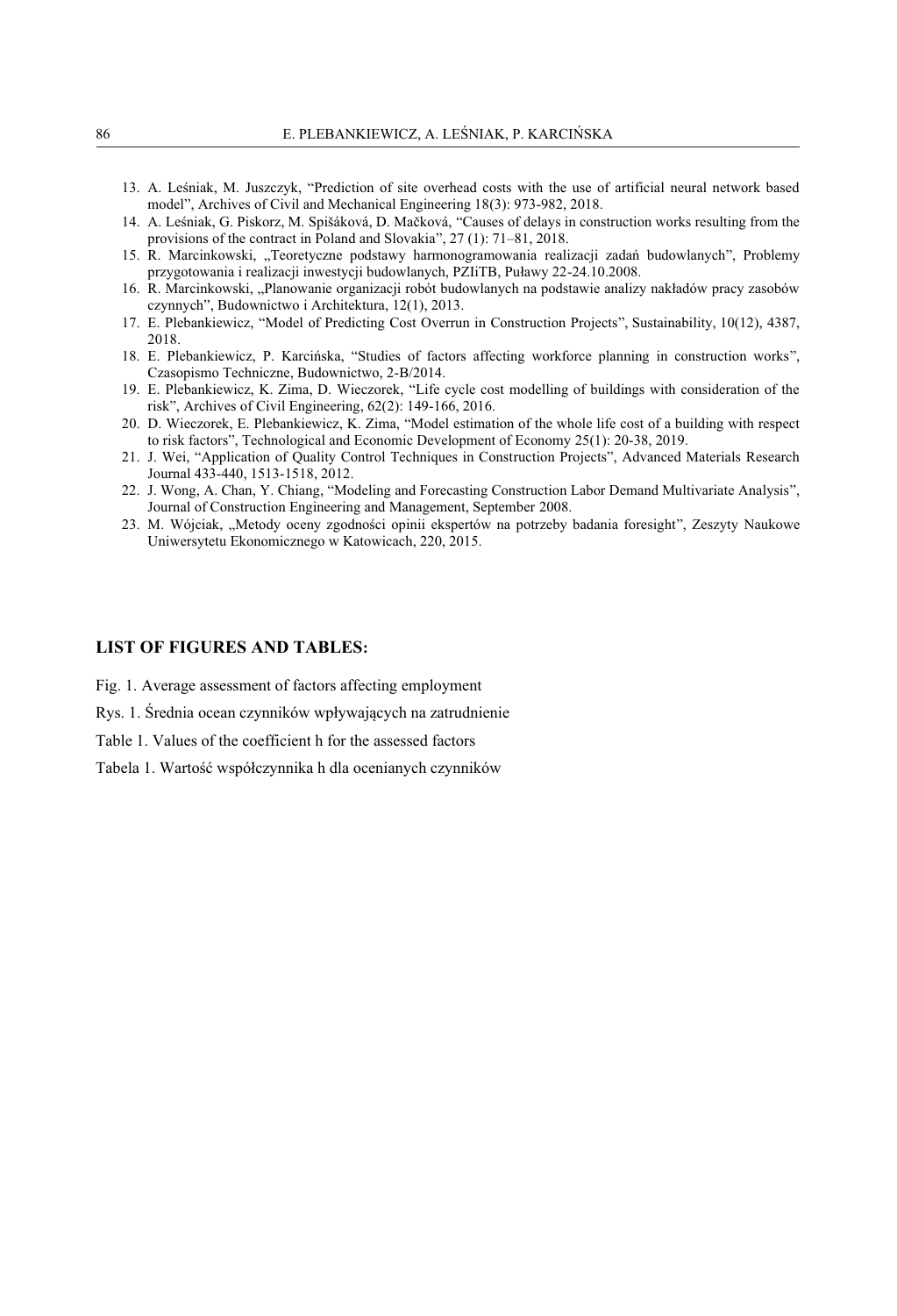13. A. Leśniak, M. Juszczyk, "Prediction of site overhead costs with the use of artificial neural network based model", Archives of Civil and Mechanical Engineering 18(3): 973-982, 2018.
14. A. Leśniak, G. Piskorz, M. Spišáková, D. Mačková, "Causes of delays in construction works resulting from the provisions of the contract in Poland and Slovakia", 27 (1): 71–81, 2018.
15. R. Marcinkowski, „Teoretyczne podstawy harmonogramowania realizacji zadań budowlanych", Problemy przygotowania i realizacji inwestycji budowlanych, PZIiTB, Puławy 22-24.10.2008.
16. R. Marcinkowski, „Planowanie organizacji robót budowlanych na podstawie analizy nakładów pracy zasobów czynnych", Budownictwo i Architektura, 12(1), 2013.
17. E. Plebankiewicz, "Model of Predicting Cost Overrun in Construction Projects", Sustainability, 10(12), 4387, 2018.
18. E. Plebankiewicz, P. Karcińska, "Studies of factors affecting workforce planning in construction works", Czasopismo Techniczne, Budownictwo, 2-B/2014.
19. E. Plebankiewicz, K. Zima, D. Wieczorek, "Life cycle cost modelling of buildings with consideration of the risk", Archives of Civil Engineering, 62(2): 149-166, 2016.
20. D. Wieczorek, E. Plebankiewicz, K. Zima, "Model estimation of the whole life cost of a building with respect to risk factors", Technological and Economic Development of Economy 25(1): 20-38, 2019.
21. J. Wei, "Application of Quality Control Techniques in Construction Projects", Advanced Materials Research Journal 433-440, 1513-1518, 2012.
22. J. Wong, A. Chan, Y. Chiang, "Modeling and Forecasting Construction Labor Demand Multivariate Analysis", Journal of Construction Engineering and Management, September 2008.
23. M. Wójciak, „Metody oceny zgodności opinii ekspertów na potrzeby badania foresight", Zeszyty Naukowe Uniwersytetu Ekonomicznego w Katowicach, 220, 2015.

## LIST OF FIGURES AND TABLES:

Fig. 1. Average assessment of factors affecting employment

Rys. 1. Średnia ocean czynników wpływających na zatrudnienie

Table 1. Values of the coefficient h for the assessed factors

Tabela 1. Wartość współczynnika h dla ocenianych czynników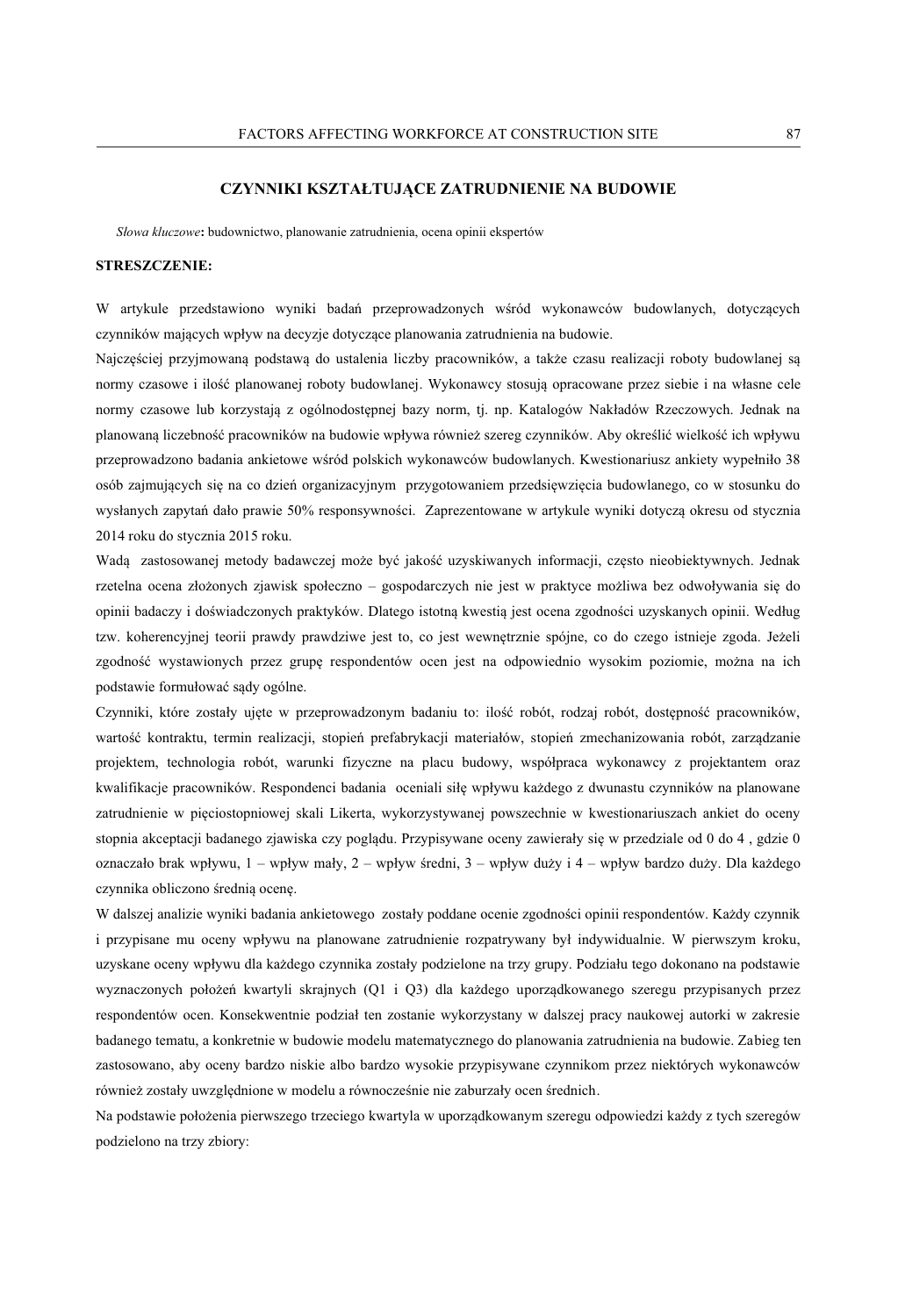## CZYNNIKI KSZTAŁTUJĄCE ZATRUDNIENIE NA BUDOWIE

*Słowa kluczowe*: budownictwo, planowanie zatrudnienia, ocena opinii ekspertów

**STRESZCZENIE:**

W artykule przedstawiono wyniki badań przeprowadzonych wśród wykonawców budowlanych, dotyczących czynników mających wpływ na decyzje dotyczące planowania zatrudnienia na budowie.

Najczęściej przyjmowaną podstawą do ustalenia liczby pracowników, a także czasu realizacji roboty budowlanej są normy czasowe i ilość planowanej roboty budowlanej. Wykonawcy stosują opracowane przez siebie i na własne cele normy czasowe lub korzystają z ogólnodostępnej bazy norm, tj. np. Katalogów Nakładów Rzeczowych. Jednak na planowaną liczebność pracowników na budowie wpływa również szereg czynników. Aby określić wielkość ich wpływu przeprowadzono badania ankietowe wśród polskich wykonawców budowlanych. Kwestionariusz ankiety wypełniło 38 osób zajmujących się na co dzień organizacyjnym przygotowaniem przedsięwzięcia budowlanego, co w stosunku do wysłanych zapytań dało prawie 50% responsywności. Zaprezentowane w artykule wyniki dotyczą okresu od stycznia 2014 roku do stycznia 2015 roku.

Wadą zastosowanej metody badawczej może być jakość uzyskiwanych informacji, często nieobiektywnych. Jednak rzetelna ocena złożonych zjawisk społeczno – gospodarczych nie jest w praktyce możliwa bez odwoływania się do opinii badaczy i doświadczonych praktyków. Dlatego istotną kwestią jest ocena zgodności uzyskanych opinii. Według tzw. koherencyjnej teorii prawdy prawdziwe jest to, co jest wewnętrznie spójne, co do czego istnieje zgoda. Jeżeli zgodność wystawionych przez grupę respondentów ocen jest na odpowiednio wysokim poziomie, można na ich podstawie formułować sądy ogólne.

Czynniki, które zostały ujęte w przeprowadzonym badaniu to: ilość robót, rodzaj robót, dostępność pracowników, wartość kontraktu, termin realizacji, stopień prefabrykacji materiałów, stopień zmechanizowania robót, zarządzanie projektem, technologia robót, warunki fizyczne na placu budowy, współpraca wykonawcy z projektantem oraz kwalifikacje pracowników. Respondenci badania oceniali siłę wpływu każdego z dwunastu czynników na planowane zatrudnienie w pięciostopniowej skali Likerta, wykorzystywanej powszechnie w kwestionariuszach ankiet do oceny stopnia akceptacji badanego zjawiska czy poglądu. Przypisywane oceny zawierały się w przedziale od 0 do 4 , gdzie 0 oznaczało brak wpływu, 1 – wpływ mały, 2 – wpływ średni, 3 – wpływ duży i 4 – wpływ bardzo duży. Dla każdego czynnika obliczono średnią ocenę.

W dalszej analizie wyniki badania ankietowego zostały poddane ocenie zgodności opinii respondentów. Każdy czynnik i przypisane mu oceny wpływu na planowane zatrudnienie rozpatrywany był indywidualnie. W pierwszym kroku, uzyskane oceny wpływu dla każdego czynnika zostały podzielone na trzy grupy. Podziału tego dokonano na podstawie wyznaczonych położeń kwartyli skrajnych (Q1 i Q3) dla każdego uporządkowanego szeregu przypisanych przez respondentów ocen. Konsekwentnie podział ten zostanie wykorzystany w dalszej pracy naukowej autorki w zakresie badanego tematu, a konkretnie w budowie modelu matematycznego do planowania zatrudnienia na budowie. Zabieg ten zastosowano, aby oceny bardzo niskie albo bardzo wysokie przypisywane czynnikom przez niektórych wykonawców również zostały uwzględnione w modelu a równocześnie nie zaburzały ocen średnich.

Na podstawie położenia pierwszego trzeciego kwartyla w uporządkowanym szeregu odpowiedzi każdy z tych szeregów podzielono na trzy zbiory: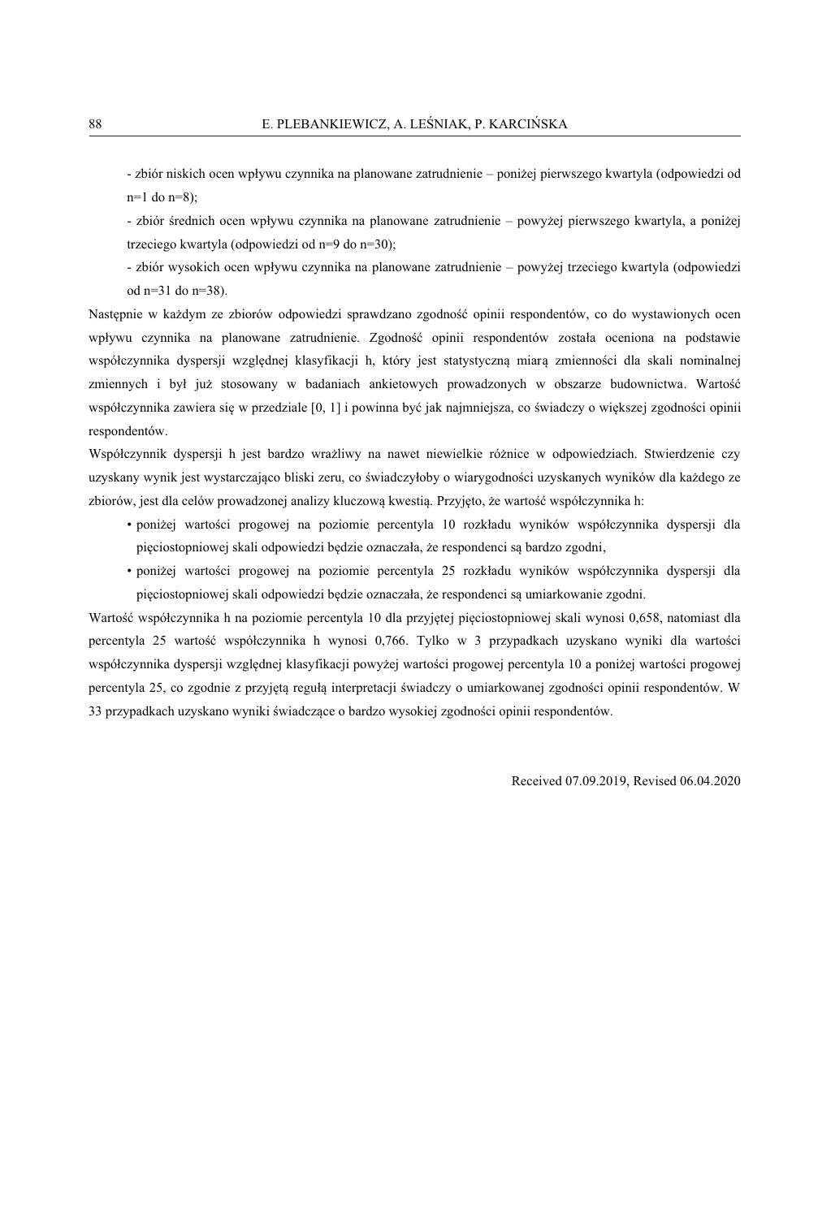- zbiór niskich ocen wpływu czynnika na planowane zatrudnienie – poniżej pierwszego kwartyla (odpowiedzi od n=1 do n=8);

- zbiór średnich ocen wpływu czynnika na planowane zatrudnienie – powyżej pierwszego kwartyla, a poniżej trzeciego kwartyla (odpowiedzi od n=9 do n=30);

- zbiór wysokich ocen wpływu czynnika na planowane zatrudnienie – powyżej trzeciego kwartyla (odpowiedzi od n=31 do n=38).

Następnie w każdym ze zbiorów odpowiedzi sprawdzano zgodność opinii respondentów, co do wystawionych ocen wpływu czynnika na planowane zatrudnienie. Zgodność opinii respondentów została oceniona na podstawie współczynnika dyspersji względnej klasyfikacji h, który jest statystyczną miarą zmienności dla skali nominalnej zmiennych i był już stosowany w badaniach ankietowych prowadzonych w obszarze budownictwa. Wartość współczynnika zawiera się w przedziale [0, 1] i powinna być jak najmniejsza, co świadczy o większej zgodności opinii respondentów.

Współczynnik dyspersji h jest bardzo wrażliwy na nawet niewielkie różnice w odpowiedziach. Stwierdzenie czy uzyskany wynik jest wystarczająco bliski zeru, co świadczyłoby o wiarygodności uzyskanych wyników dla każdego ze zbiorów, jest dla celów prowadzonej analizy kluczową kwestią. Przyjęto, że wartość współczynnika h:

- poniżej wartości progowej na poziomie percentyla 10 rozkładu wyników współczynnika dyspersji dla pięciostopniowej skali odpowiedzi będzie oznaczała, że respondenci są bardzo zgodni,
- poniżej wartości progowej na poziomie percentyla 25 rozkładu wyników współczynnika dyspersji dla pięciostopniowej skali odpowiedzi będzie oznaczała, że respondenci są umiarkowanie zgodni.

Wartość współczynnika h na poziomie percentyla 10 dla przyjętej pięciostopniowej skali wynosi 0,658, natomiast dla percentyla 25 wartość współczynnika h wynosi 0,766. Tylko w 3 przypadkach uzyskano wyniki dla wartości współczynnika dyspersji względnej klasyfikacji powyżej wartości progowej percentyla 10 a poniżej wartości progowej percentyla 25, co zgodnie z przyjętą regułą interpretacji świadczy o umiarkowanej zgodności opinii respondentów. W 33 przypadkach uzyskano wyniki świadczące o bardzo wysokiej zgodności opinii respondentów.

Received 07.09.2019, Revised 06.04.2020